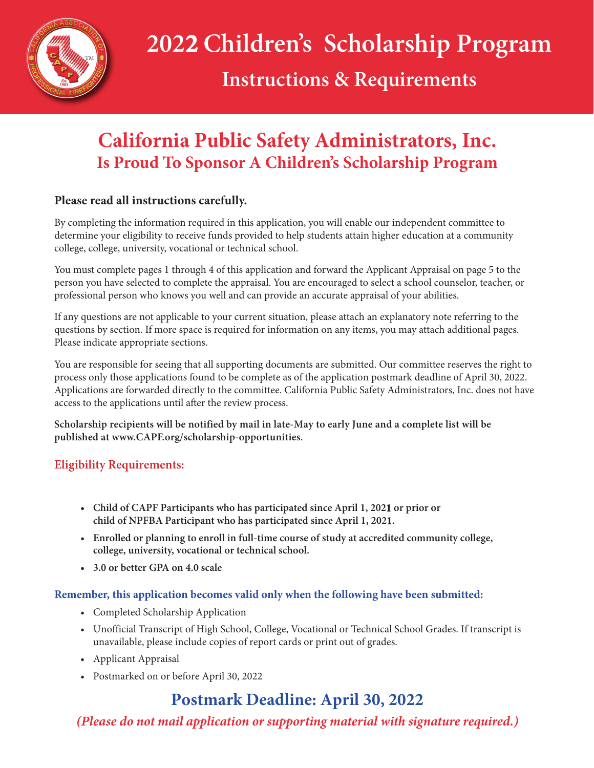# 2022 Children's Scholarship Program

## Instructions & Requirements

## California Public Safety Administrators, Inc.
### Is Proud To Sponsor A Children's Scholarship Program

**Please read all instructions carefully.**

By completing the information required in this application, you will enable our independent committee to determine your eligibility to receive funds provided to help students attain higher education at a community college, college, university, vocational or technical school.

You must complete pages 1 through 4 of this application and forward the Applicant Appraisal on page 5 to the person you have selected to complete the appraisal. You are encouraged to select a school counselor, teacher, or professional person who knows you well and can provide an accurate appraisal of your abilities.

If any questions are not applicable to your current situation, please attach an explanatory note referring to the questions by section. If more space is required for information on any items, you may attach additional pages. Please indicate appropriate sections.

You are responsible for seeing that all supporting documents are submitted. Our committee reserves the right to process only those applications found to be complete as of the application postmark deadline of April 30, 2022. Applications are forwarded directly to the committee. California Public Safety Administrators, Inc. does not have access to the applications until after the review process.

**Scholarship recipients will be notified by mail in late-May to early June and a complete list will be published at www.CAPF.org/scholarship-opportunities**.

### Eligibility Requirements:

- **Child of CAPF Participants who has participated since April 1, 2021 or prior or child of NPFBA Participant who has participated since April 1, 2021.**
- **Enrolled or planning to enroll in full-time course of study at accredited community college, college, university, vocational or technical school.**
- **3.0 or better GPA on 4.0 scale**

**Remember, this application becomes valid only when the following have been submitted:**

- Completed Scholarship Application
- Unofficial Transcript of High School, College, Vocational or Technical School Grades. If transcript is unavailable, please include copies of report cards or print out of grades.
- Applicant Appraisal
- Postmarked on or before April 30, 2022

## Postmark Deadline: April 30, 2022

***(Please do not mail application or supporting material with signature required.)***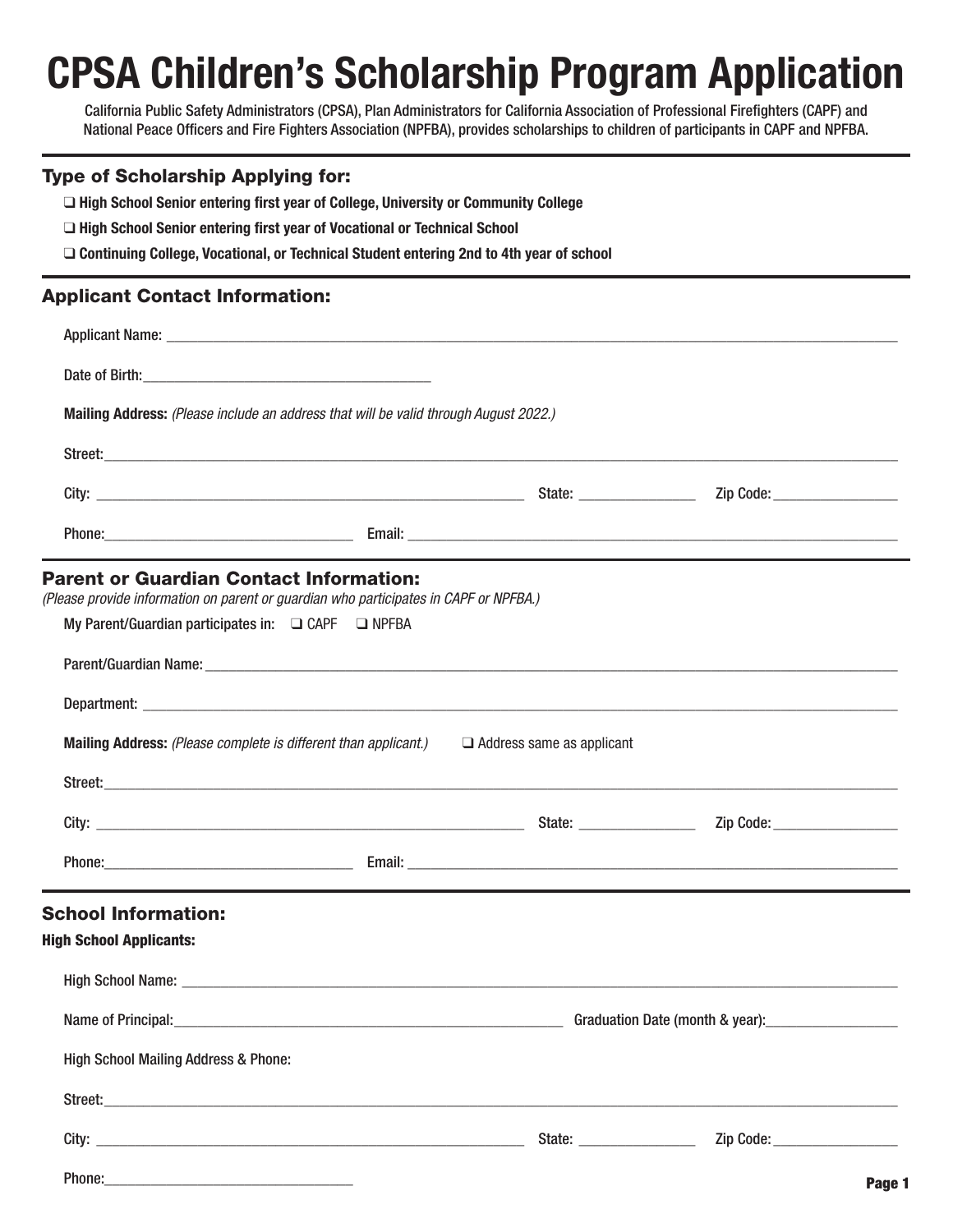# CPSA Children's Scholarship Program Application

California Public Safety Administrators (CPSA), Plan Administrators for California Association of Professional Firefighters (CAPF) and National Peace Officers and Fire Fighters Association (NPFBA), provides scholarships to children of participants in CAPF and NPFBA.

## Type of Scholarship Applying for:

- ❑ **High School Senior entering first year of College, University or Community College**
- ❑ **High School Senior entering first year of Vocational or Technical School**
- ❑ **Continuing College, Vocational, or Technical Student entering 2nd to 4th year of school**

## Applicant Contact Information:

Applicant Name: ____________________________________________

Date of Birth: ____________________

**Mailing Address:** *(Please include an address that will be valid through August 2022.)*

Street: ____________________________________________

City: ______________________ State: __________ Zip Code: __________

Phone: __________________ Email: ______________________________

## Parent or Guardian Contact Information:

*(Please provide information on parent or guardian who participates in CAPF or NPFBA.)*

My Parent/Guardian participates in: ❑ CAPF ❑ NPFBA

Parent/Guardian Name: ____________________________________________

Department: ____________________________________________

**Mailing Address:** *(Please complete is different than applicant.)* ❑ Address same as applicant

Street: ____________________________________________

City: ______________________ State: __________ Zip Code: __________

Phone: __________________ Email: ______________________________

## School Information:

**High School Applicants:**

High School Name: ____________________________________________

Name of Principal: ______________________ Graduation Date (month & year): __________

High School Mailing Address & Phone:

Street: ____________________________________________

City: ______________________ State: __________ Zip Code: __________

Phone: __________________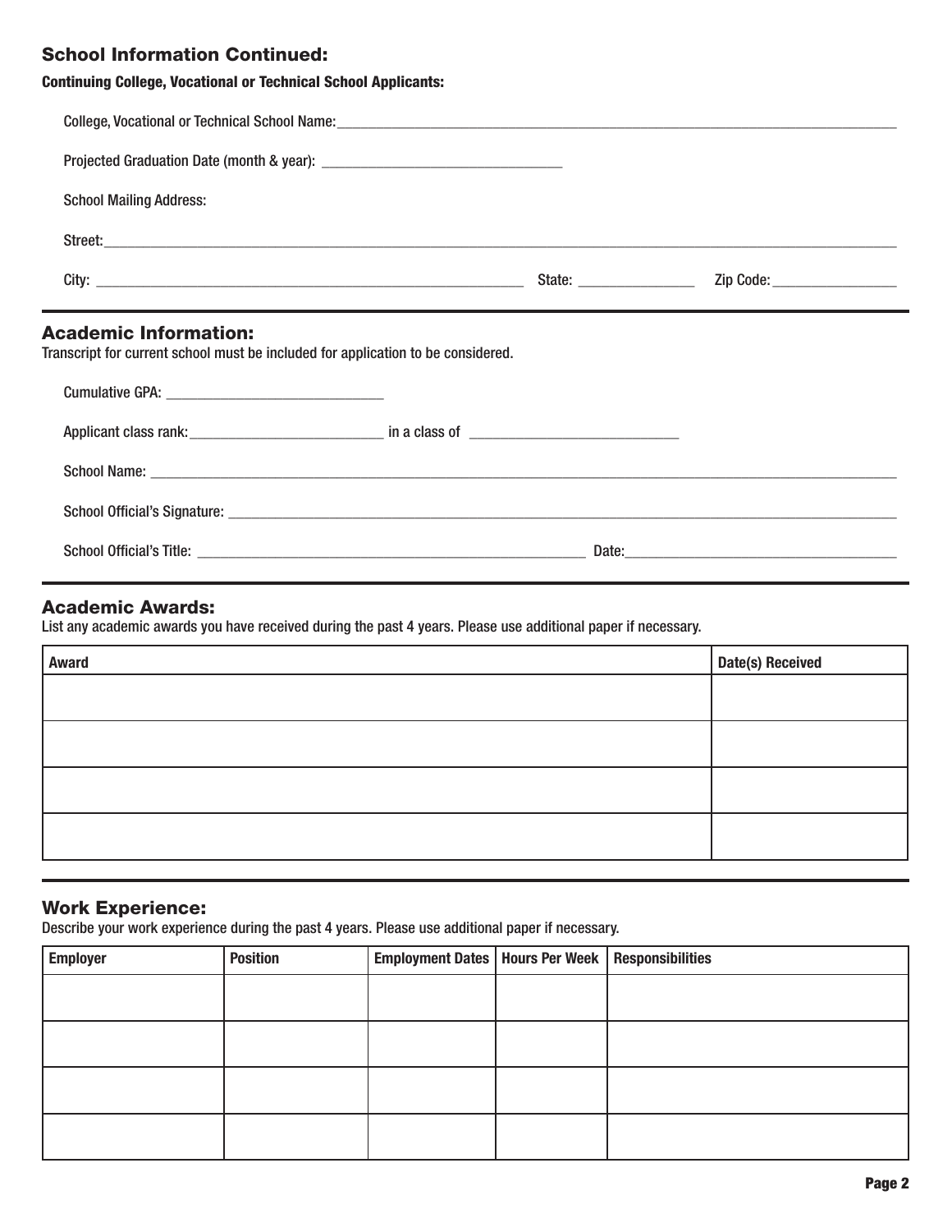## School Information Continued:

**Continuing College, Vocational or Technical School Applicants:**

College, Vocational or Technical School Name:_______________________________________________

Projected Graduation Date (month & year): ______________________________

School Mailing Address:

Street:_______________________________________________

City: ______________________________ State: ______________ Zip Code:________________

## Academic Information:

Transcript for current school must be included for application to be considered.

Cumulative GPA: ___________________________

Applicant class rank:_________________________ in a class of ___________________________

School Name: _______________________________________________

School Official's Signature: _______________________________________________

School Official's Title: ______________________________ Date:______________________________

## Academic Awards:

List any academic awards you have received during the past 4 years. Please use additional paper if necessary.

| Award | Date(s) Received |
|---|---|
| | |
| | |
| | |
| | |

## Work Experience:

Describe your work experience during the past 4 years. Please use additional paper if necessary.

| Employer | Position | Employment Dates | Hours Per Week | Responsibilities |
|---|---|---|---|---|
| | | | | |
| | | | | |
| | | | | |
| | | | | |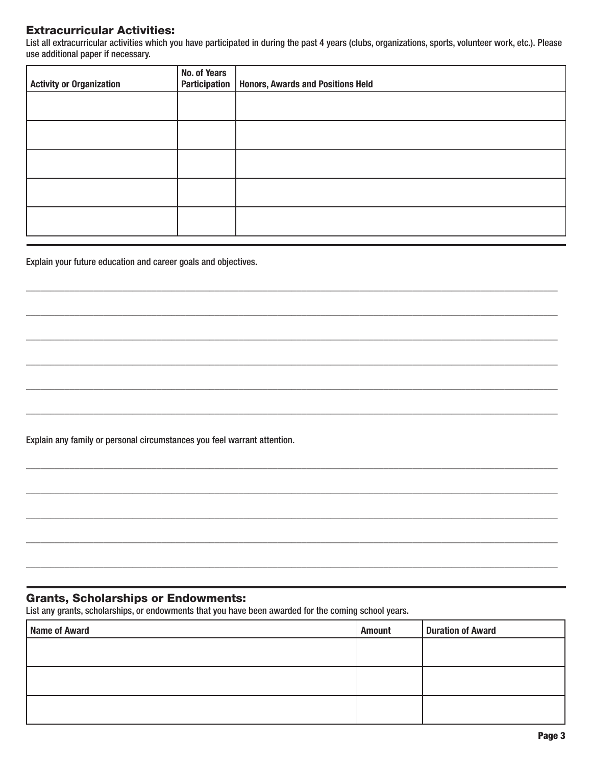## Extracurricular Activities:

List all extracurricular activities which you have participated in during the past 4 years (clubs, organizations, sports, volunteer work, etc.). Please use additional paper if necessary.

| Activity or Organization | No. of Years Participation | Honors, Awards and Positions Held |
|---|---|---|
| | | |
| | | |
| | | |
| | | |
| | | |

Explain your future education and career goals and objectives.

______________________________________________________________________________

______________________________________________________________________________

______________________________________________________________________________

______________________________________________________________________________

______________________________________________________________________________

______________________________________________________________________________

Explain any family or personal circumstances you feel warrant attention.

______________________________________________________________________________

______________________________________________________________________________

______________________________________________________________________________

______________________________________________________________________________

______________________________________________________________________________

## Grants, Scholarships or Endowments:

List any grants, scholarships, or endowments that you have been awarded for the coming school years.

| Name of Award | Amount | Duration of Award |
|---|---|---|
| | | |
| | | |
| | | |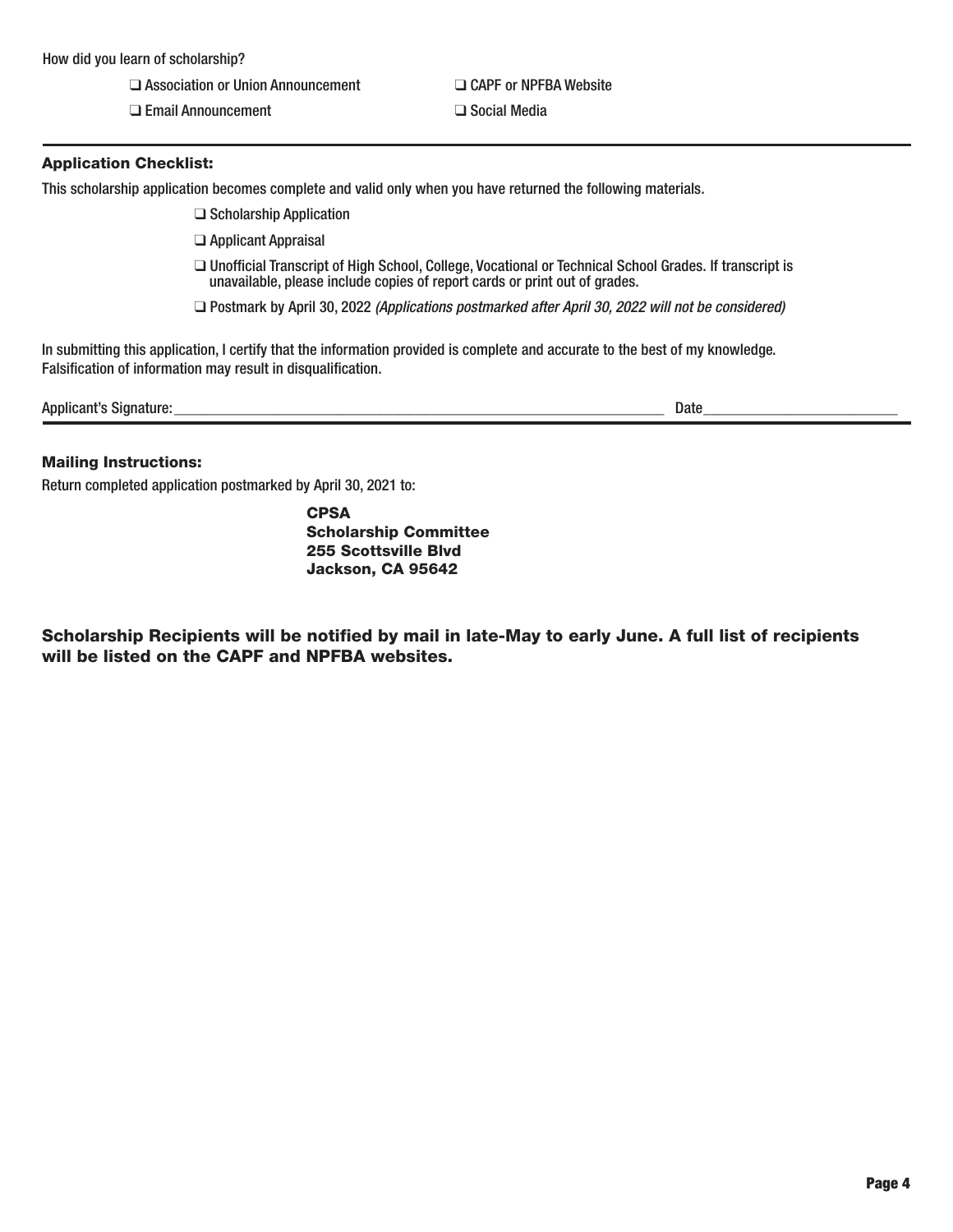How did you learn of scholarship?

- ❑ Association or Union Announcement
- ❑ CAPF or NPFBA Website
- ❑ Email Announcement
- ❑ Social Media

### Application Checklist:

This scholarship application becomes complete and valid only when you have returned the following materials.

- ❑ Scholarship Application
- ❑ Applicant Appraisal
- ❑ Unofficial Transcript of High School, College, Vocational or Technical School Grades. If transcript is unavailable, please include copies of report cards or print out of grades.
- ❑ Postmark by April 30, 2022 *(Applications postmarked after April 30, 2022 will not be considered)*

In submitting this application, I certify that the information provided is complete and accurate to the best of my knowledge. Falsification of information may result in disqualification.

Applicant's Signature:\_\_\_\_\_\_\_\_\_\_\_\_\_\_\_\_\_\_\_\_\_\_\_\_\_\_\_\_\_\_\_\_\_\_\_\_\_\_\_\_ Date\_\_\_\_\_\_\_\_\_\_\_\_\_\_\_\_\_\_\_\_

### Mailing Instructions:

Return completed application postmarked by April 30, 2021 to:

**CPSA**
**Scholarship Committee**
**255 Scottsville Blvd**
**Jackson, CA 95642**

**Scholarship Recipients will be notified by mail in late-May to early June. A full list of recipients will be listed on the CAPF and NPFBA websites.**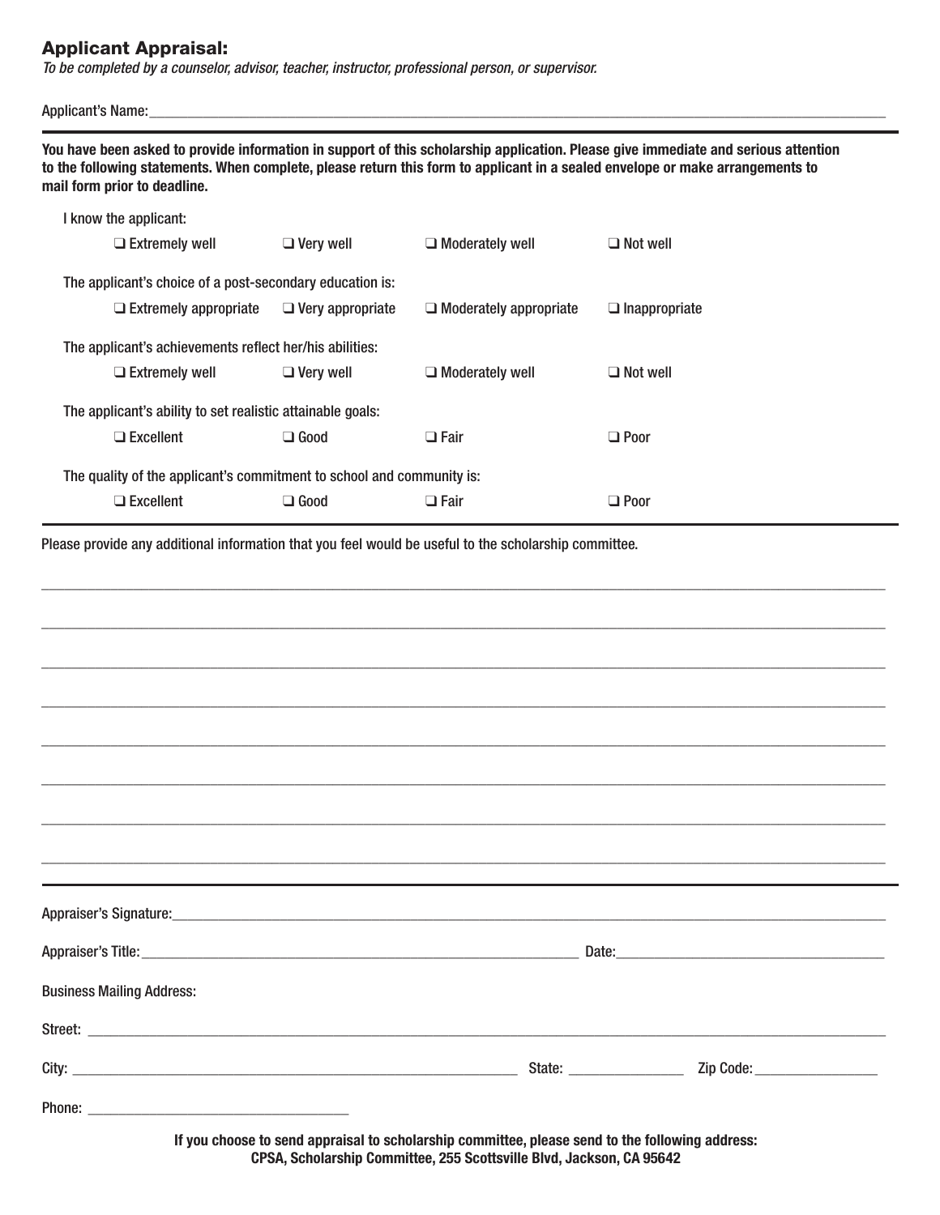## Applicant Appraisal:

*To be completed by a counselor, advisor, teacher, instructor, professional person, or supervisor.*

Applicant's Name:\_\_\_\_\_\_\_\_\_\_\_\_\_\_\_\_\_\_\_\_\_\_\_\_\_\_\_\_\_\_\_\_\_\_\_\_\_\_\_\_\_\_\_\_\_\_\_\_

**You have been asked to provide information in support of this scholarship application. Please give immediate and serious attention to the following statements. When complete, please return this form to applicant in a sealed envelope or make arrangements to mail form prior to deadline.**

I know the applicant:

❑ Extremely well ❑ Very well ❑ Moderately well ❑ Not well

The applicant's choice of a post-secondary education is:

❑ Extremely appropriate ❑ Very appropriate ❑ Moderately appropriate ❑ Inappropriate

The applicant's achievements reflect her/his abilities:

❑ Extremely well ❑ Very well ❑ Moderately well ❑ Not well

The applicant's ability to set realistic attainable goals:

❑ Excellent ❑ Good ❑ Fair ❑ Poor

The quality of the applicant's commitment to school and community is:

❑ Excellent ❑ Good ❑ Fair ❑ Poor

Please provide any additional information that you feel would be useful to the scholarship committee.

\_\_\_\_\_\_\_\_\_\_\_\_\_\_\_\_\_\_\_\_\_\_\_\_\_\_\_\_\_\_\_\_\_\_\_\_\_\_\_\_\_\_\_\_\_\_\_\_\_\_\_\_\_\_\_\_\_\_\_\_

\_\_\_\_\_\_\_\_\_\_\_\_\_\_\_\_\_\_\_\_\_\_\_\_\_\_\_\_\_\_\_\_\_\_\_\_\_\_\_\_\_\_\_\_\_\_\_\_\_\_\_\_\_\_\_\_\_\_\_\_

\_\_\_\_\_\_\_\_\_\_\_\_\_\_\_\_\_\_\_\_\_\_\_\_\_\_\_\_\_\_\_\_\_\_\_\_\_\_\_\_\_\_\_\_\_\_\_\_\_\_\_\_\_\_\_\_\_\_\_\_

\_\_\_\_\_\_\_\_\_\_\_\_\_\_\_\_\_\_\_\_\_\_\_\_\_\_\_\_\_\_\_\_\_\_\_\_\_\_\_\_\_\_\_\_\_\_\_\_\_\_\_\_\_\_\_\_\_\_\_\_

\_\_\_\_\_\_\_\_\_\_\_\_\_\_\_\_\_\_\_\_\_\_\_\_\_\_\_\_\_\_\_\_\_\_\_\_\_\_\_\_\_\_\_\_\_\_\_\_\_\_\_\_\_\_\_\_\_\_\_\_

\_\_\_\_\_\_\_\_\_\_\_\_\_\_\_\_\_\_\_\_\_\_\_\_\_\_\_\_\_\_\_\_\_\_\_\_\_\_\_\_\_\_\_\_\_\_\_\_\_\_\_\_\_\_\_\_\_\_\_\_

\_\_\_\_\_\_\_\_\_\_\_\_\_\_\_\_\_\_\_\_\_\_\_\_\_\_\_\_\_\_\_\_\_\_\_\_\_\_\_\_\_\_\_\_\_\_\_\_\_\_\_\_\_\_\_\_\_\_\_\_

\_\_\_\_\_\_\_\_\_\_\_\_\_\_\_\_\_\_\_\_\_\_\_\_\_\_\_\_\_\_\_\_\_\_\_\_\_\_\_\_\_\_\_\_\_\_\_\_\_\_\_\_\_\_\_\_\_\_\_\_

Appraiser's Signature:\_\_\_\_\_\_\_\_\_\_\_\_\_\_\_\_\_\_\_\_\_\_\_\_\_\_\_\_\_\_\_\_\_\_\_\_\_\_\_\_\_\_\_\_

Appraiser's Title:\_\_\_\_\_\_\_\_\_\_\_\_\_\_\_\_\_\_\_\_\_\_\_\_\_\_\_\_\_\_\_\_ Date:\_\_\_\_\_\_\_\_\_\_\_\_\_\_\_\_\_\_\_\_

Business Mailing Address:

Street: \_\_\_\_\_\_\_\_\_\_\_\_\_\_\_\_\_\_\_\_\_\_\_\_\_\_\_\_\_\_\_\_\_\_\_\_\_\_\_\_\_\_\_\_\_\_\_\_\_\_\_\_

City: \_\_\_\_\_\_\_\_\_\_\_\_\_\_\_\_\_\_\_\_\_\_\_\_\_\_\_\_\_\_\_\_ State: \_\_\_\_\_\_\_\_\_\_ Zip Code:\_\_\_\_\_\_\_\_\_\_

Phone: \_\_\_\_\_\_\_\_\_\_\_\_\_\_\_\_\_\_\_\_\_\_\_\_

**If you choose to send appraisal to scholarship committee, please send to the following address:**
**CPSA, Scholarship Committee, 255 Scottsville Blvd, Jackson, CA 95642**